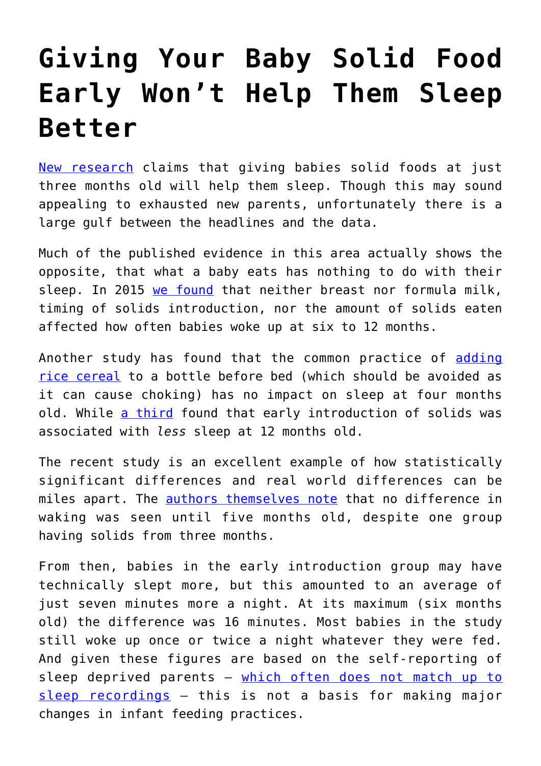# Giving Your Baby Solid Food Early Won't Help Them Sleep Better

New research claims that giving babies solid foods at just three months old will help them sleep. Though this may sound appealing to exhausted new parents, unfortunately there is a large gulf between the headlines and the data.

Much of the published evidence in this area actually shows the opposite, that what a baby eats has nothing to do with their sleep. In 2015 we found that neither breast nor formula milk, timing of solids introduction, nor the amount of solids eaten affected how often babies woke up at six to 12 months.

Another study has found that the common practice of adding rice cereal to a bottle before bed (which should be avoided as it can cause choking) has no impact on sleep at four months old. While a third found that early introduction of solids was associated with *less* sleep at 12 months old.

The recent study is an excellent example of how statistically significant differences and real world differences can be miles apart. The authors themselves note that no difference in waking was seen until five months old, despite one group having solids from three months.

From then, babies in the early introduction group may have technically slept more, but this amounted to an average of just seven minutes more a night. At its maximum (six months old) the difference was 16 minutes. Most babies in the study still woke up once or twice a night whatever they were fed. And given these figures are based on the self-reporting of sleep deprived parents – which often does not match up to sleep recordings – this is not a basis for making major changes in infant feeding practices.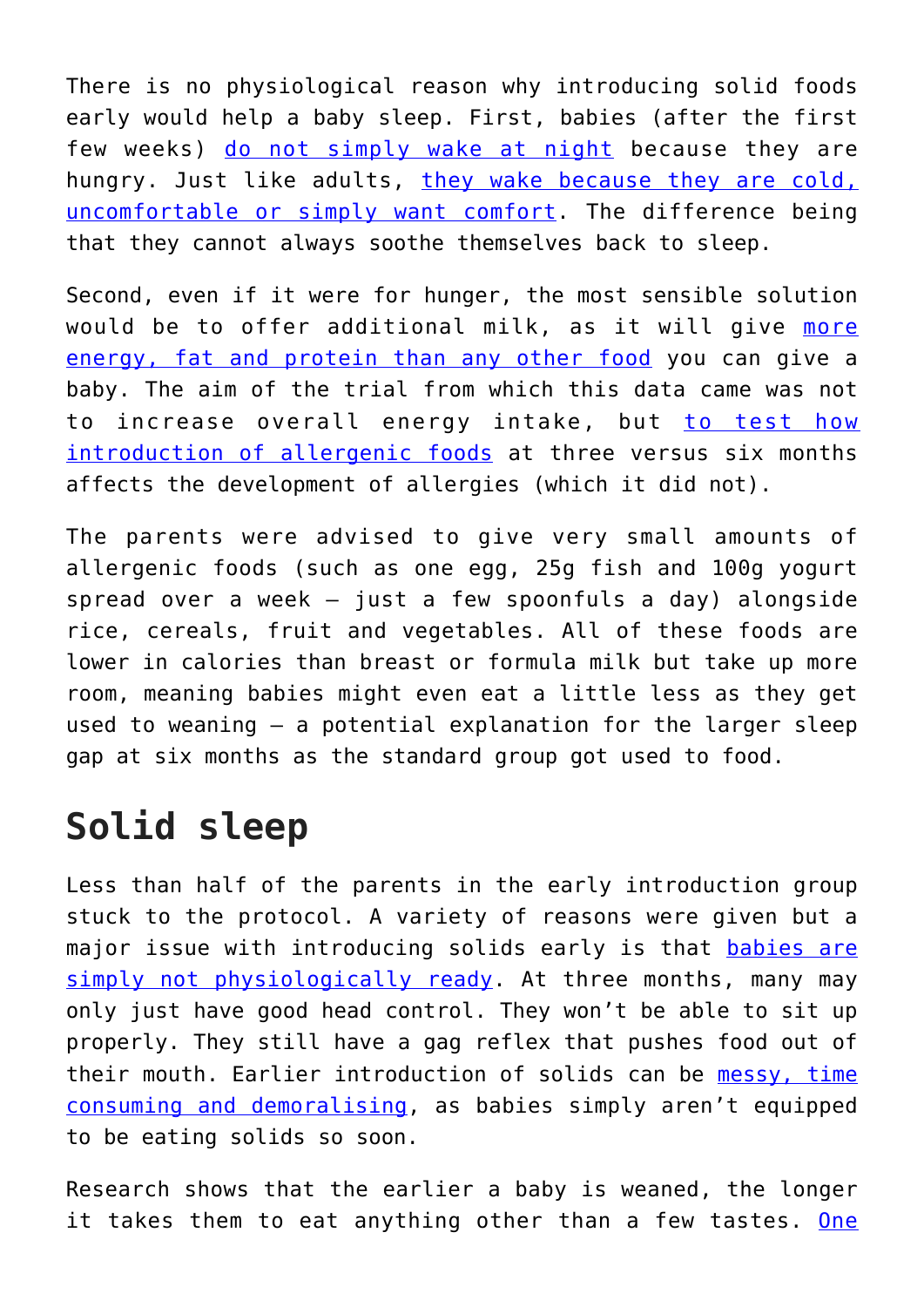There is no physiological reason why introducing solid foods early would help a baby sleep. First, babies (after the first few weeks) do not simply wake at night because they are hungry. Just like adults, they wake because they are cold, uncomfortable or simply want comfort. The difference being that they cannot always soothe themselves back to sleep.

Second, even if it were for hunger, the most sensible solution would be to offer additional milk, as it will give more energy, fat and protein than any other food you can give a baby. The aim of the trial from which this data came was not to increase overall energy intake, but to test how introduction of allergenic foods at three versus six months affects the development of allergies (which it did not).

The parents were advised to give very small amounts of allergenic foods (such as one egg, 25g fish and 100g yogurt spread over a week – just a few spoonfuls a day) alongside rice, cereals, fruit and vegetables. All of these foods are lower in calories than breast or formula milk but take up more room, meaning babies might even eat a little less as they get used to weaning – a potential explanation for the larger sleep gap at six months as the standard group got used to food.

## Solid sleep

Less than half of the parents in the early introduction group stuck to the protocol. A variety of reasons were given but a major issue with introducing solids early is that babies are simply not physiologically ready. At three months, many may only just have good head control. They won't be able to sit up properly. They still have a gag reflex that pushes food out of their mouth. Earlier introduction of solids can be messy, time consuming and demoralising, as babies simply aren't equipped to be eating solids so soon.

Research shows that the earlier a baby is weaned, the longer it takes them to eat anything other than a few tastes. One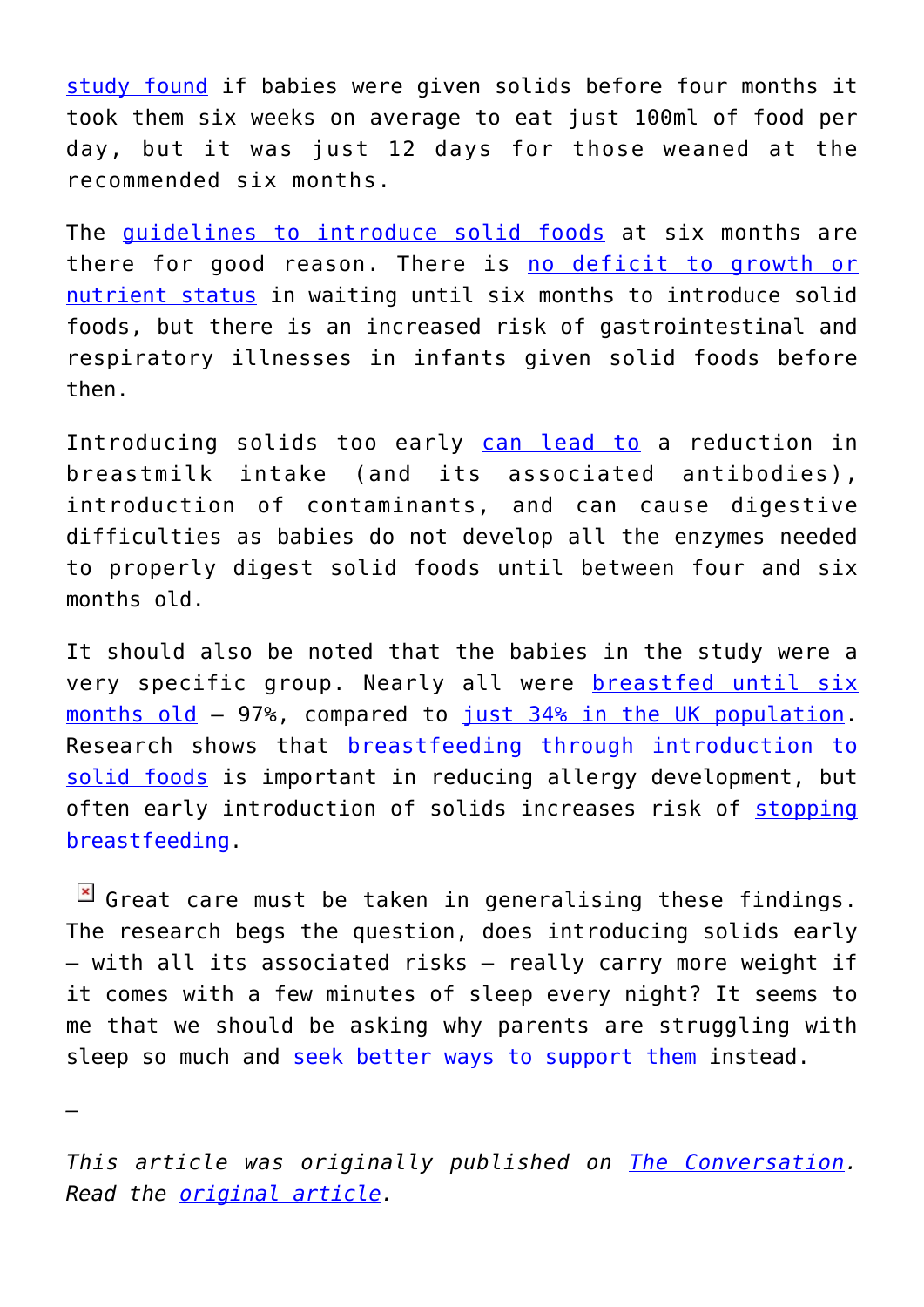study found if babies were given solids before four months it took them six weeks on average to eat just 100ml of food per day, but it was just 12 days for those weaned at the recommended six months.

The guidelines to introduce solid foods at six months are there for good reason. There is no deficit to growth or nutrient status in waiting until six months to introduce solid foods, but there is an increased risk of gastrointestinal and respiratory illnesses in infants given solid foods before then.

Introducing solids too early can lead to a reduction in breastmilk intake (and its associated antibodies), introduction of contaminants, and can cause digestive difficulties as babies do not develop all the enzymes needed to properly digest solid foods until between four and six months old.

It should also be noted that the babies in the study were a very specific group. Nearly all were breastfed until six months old – 97%, compared to just 34% in the UK population. Research shows that breastfeeding through introduction to solid foods is important in reducing allergy development, but often early introduction of solids increases risk of stopping breastfeeding.

Great care must be taken in generalising these findings. The research begs the question, does introducing solids early – with all its associated risks – really carry more weight if it comes with a few minutes of sleep every night? It seems to me that we should be asking why parents are struggling with sleep so much and seek better ways to support them instead.

–

*This article was originally published on The Conversation. Read the original article.*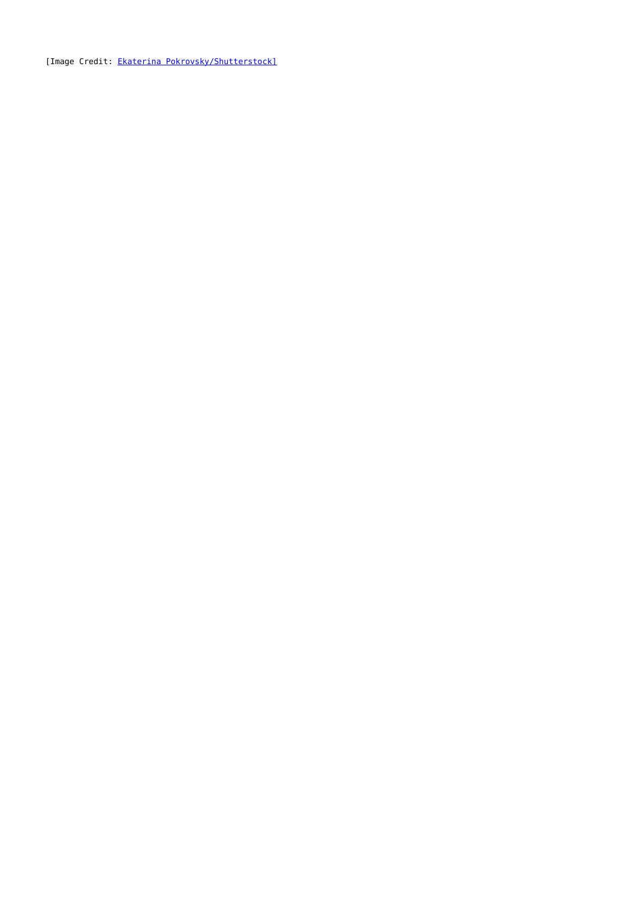[Image Credit: [Ekaterina Pokrovsky/Shutterstock]